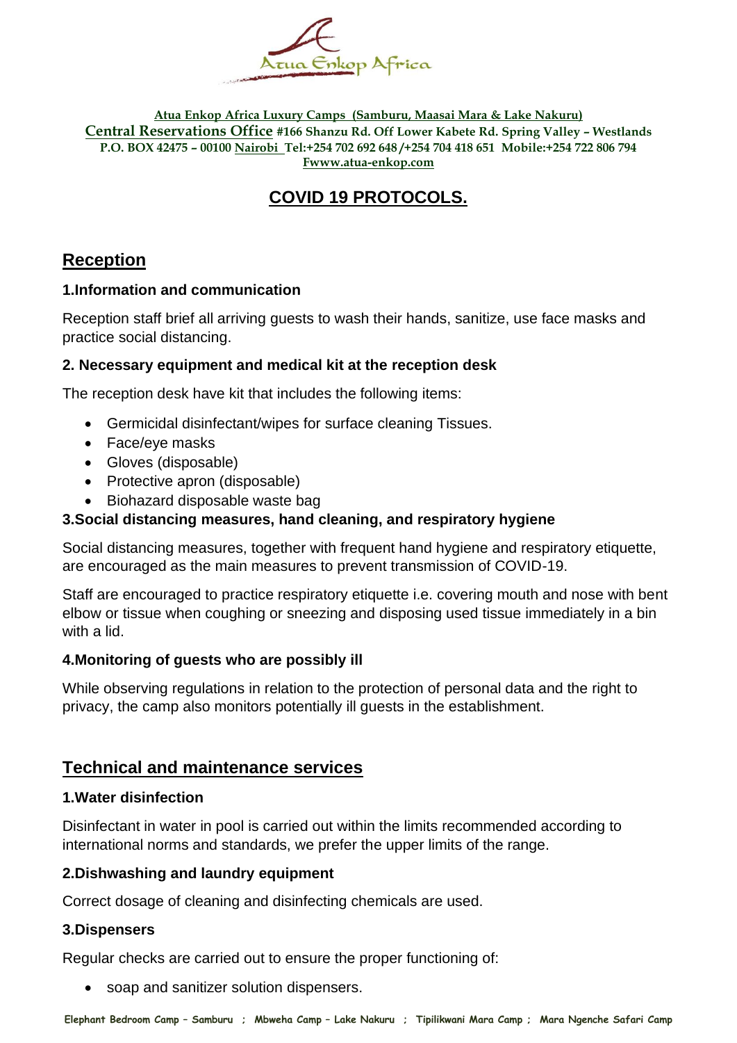**Atua Enkop Africa Luxury Camps (Samburu, Maasai Mara & Lake Nakuru)**
**Central Reservations Office #166 Shanzu Rd. Off Lower Kabete Rd. Spring Valley – Westlands**
**P.O. BOX 42475 – 00100 Nairobi Tel:+254 702 692 648 /+254 704 418 651 Mobile:+254 722 806 794**
**Fwww.atua-enkop.com**

# COVID 19 PROTOCOLS.

## Reception

### 1.Information and communication

Reception staff brief all arriving guests to wash their hands, sanitize, use face masks and practice social distancing.

### 2. Necessary equipment and medical kit at the reception desk

The reception desk have kit that includes the following items:

- Germicidal disinfectant/wipes for surface cleaning Tissues.
- Face/eye masks
- Gloves (disposable)
- Protective apron (disposable)
- Biohazard disposable waste bag

### 3.Social distancing measures, hand cleaning, and respiratory hygiene

Social distancing measures, together with frequent hand hygiene and respiratory etiquette, are encouraged as the main measures to prevent transmission of COVID-19.

Staff are encouraged to practice respiratory etiquette i.e. covering mouth and nose with bent elbow or tissue when coughing or sneezing and disposing used tissue immediately in a bin with a lid.

### 4.Monitoring of guests who are possibly ill

While observing regulations in relation to the protection of personal data and the right to privacy, the camp also monitors potentially ill guests in the establishment.

## Technical and maintenance services

### 1.Water disinfection

Disinfectant in water in pool is carried out within the limits recommended according to international norms and standards, we prefer the upper limits of the range.

### 2.Dishwashing and laundry equipment

Correct dosage of cleaning and disinfecting chemicals are used.

### 3.Dispensers

Regular checks are carried out to ensure the proper functioning of:

- soap and sanitizer solution dispensers.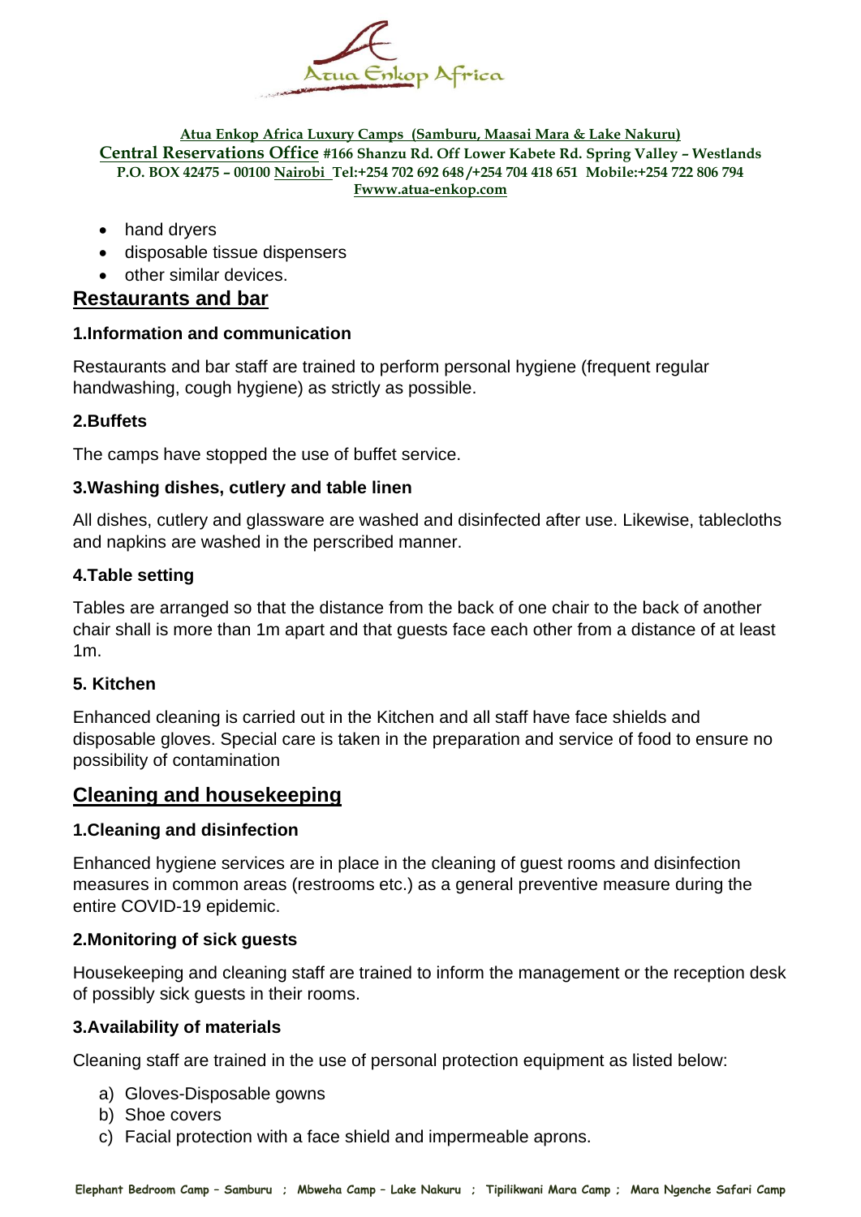- hand dryers
- disposable tissue dispensers
- other similar devices.

## Restaurants and bar

### 1.Information and communication

Restaurants and bar staff are trained to perform personal hygiene (frequent regular handwashing, cough hygiene) as strictly as possible.

### 2.Buffets

The camps have stopped the use of buffet service.

### 3.Washing dishes, cutlery and table linen

All dishes, cutlery and glassware are washed and disinfected after use. Likewise, tablecloths and napkins are washed in the perscribed manner.

### 4.Table setting

Tables are arranged so that the distance from the back of one chair to the back of another chair shall is more than 1m apart and that guests face each other from a distance of at least 1m.

### 5. Kitchen

Enhanced cleaning is carried out in the Kitchen and all staff have face shields and disposable gloves. Special care is taken in the preparation and service of food to ensure no possibility of contamination

## Cleaning and housekeeping

### 1.Cleaning and disinfection

Enhanced hygiene services are in place in the cleaning of guest rooms and disinfection measures in common areas (restrooms etc.) as a general preventive measure during the entire COVID-19 epidemic.

### 2.Monitoring of sick guests

Housekeeping and cleaning staff are trained to inform the management or the reception desk of possibly sick guests in their rooms.

### 3.Availability of materials

Cleaning staff are trained in the use of personal protection equipment as listed below:

a) Gloves-Disposable gowns
b) Shoe covers
c) Facial protection with a face shield and impermeable aprons.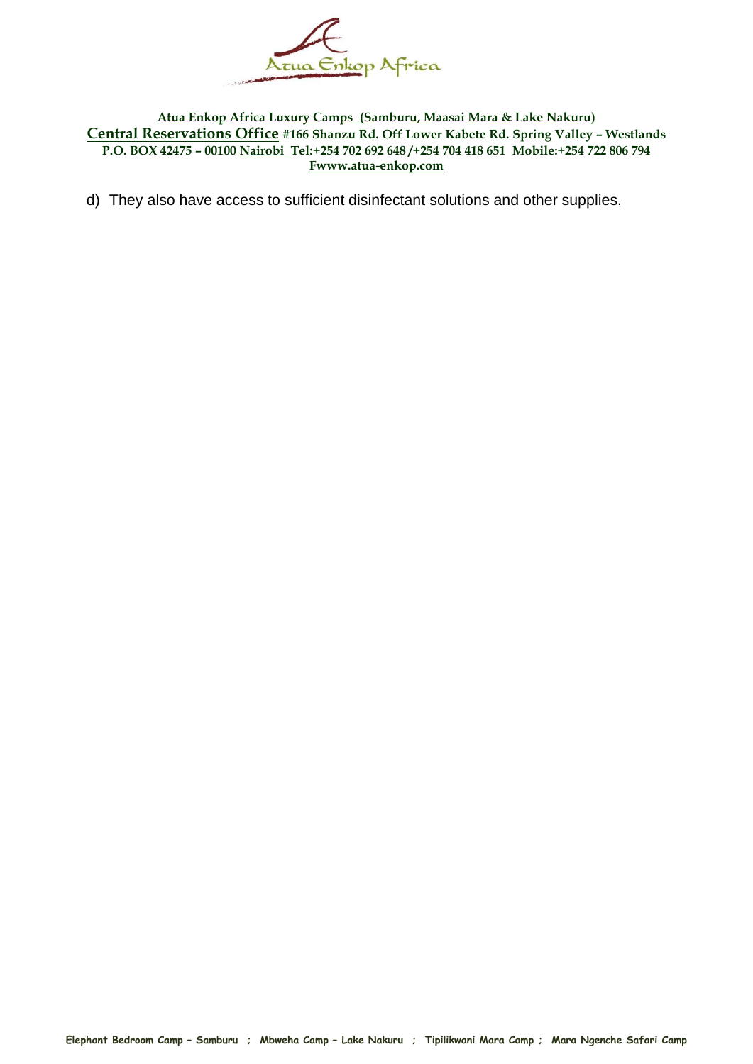d) They also have access to sufficient disinfectant solutions and other supplies.